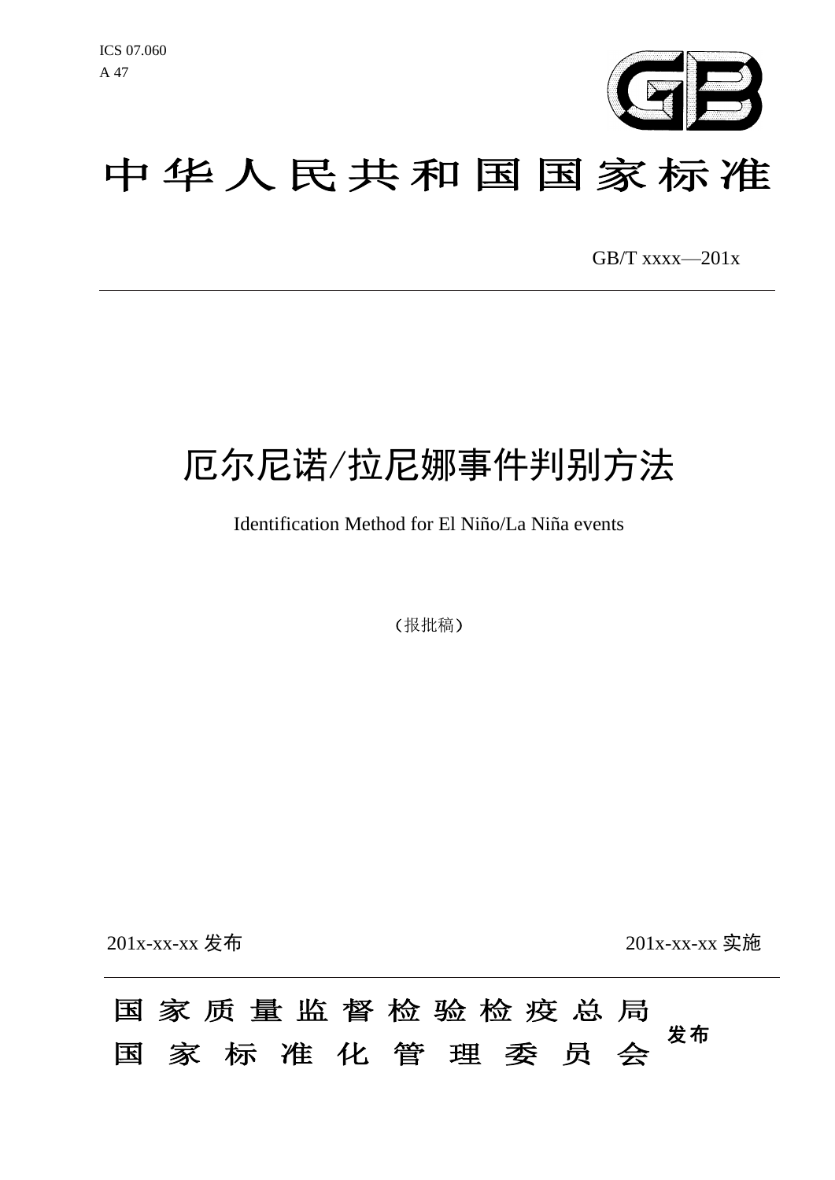ICS 07.060

A 47

# 中华人民共和国国家标准

GB/T xxxx—201x

# 厄尔尼诺/拉尼娜事件判别方法

Identification Method for El Niño/La Niña events

（报批稿）

201x-xx-xx 发布

201x-xx-xx 实施

国家质量监督检验检疫总局

国家标准化管理委员会

发布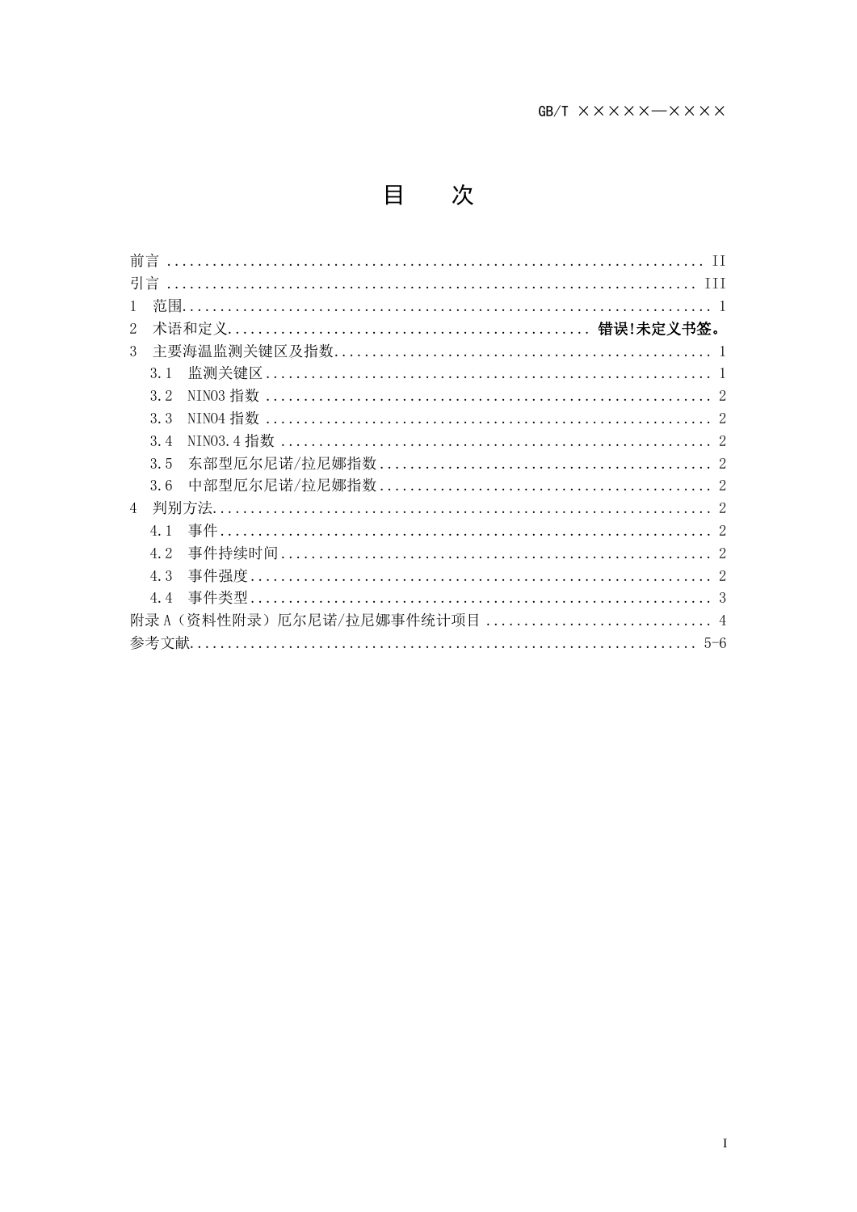# 目　　次

前言 .................................................................... II
引言 .................................................................... III
1　范围.................................................................... 1
2　术语和定义............................................... **错误!未定义书签。**
3　主要海温监测关键区及指数................................................ 1
　3.1　监测关键区.......................................................... 1
　3.2　NINO3 指数 .......................................................... 2
　3.3　NINO4 指数 .......................................................... 2
　3.4　NINO3.4 指数 ........................................................ 2
　3.5　东部型厄尔尼诺/拉尼娜指数............................................ 2
　3.6　中部型厄尔尼诺/拉尼娜指数............................................ 2
4　判别方法................................................................ 2
　4.1　事件................................................................ 2
　4.2　事件持续时间........................................................ 2
　4.3　事件强度............................................................ 2
　4.4　事件类型............................................................ 3
附录 A（资料性附录）厄尔尼诺/拉尼娜事件统计项目 ............................. 4
参考文献.................................................................. 5-6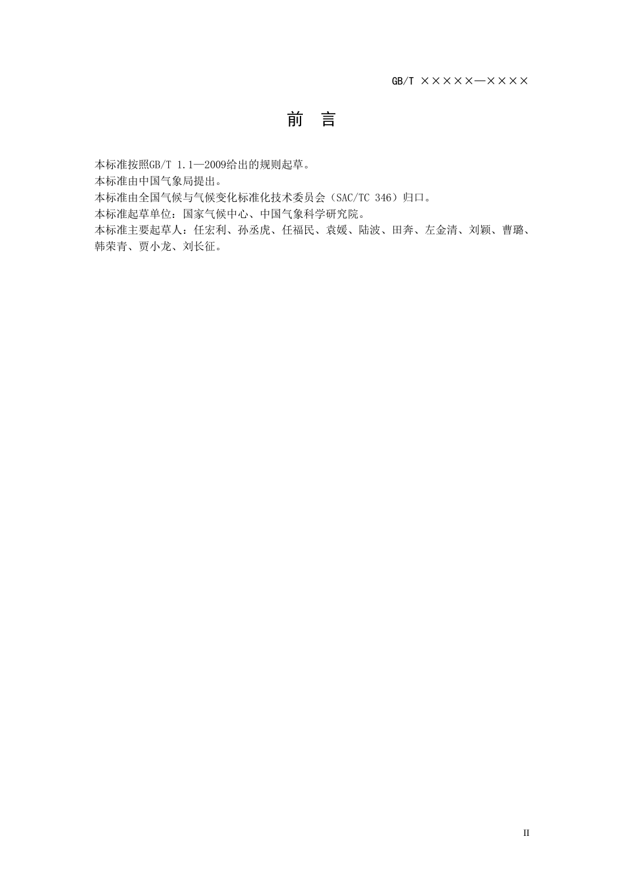# 前　言

本标准按照GB/T 1.1—2009给出的规则起草。

本标准由中国气象局提出。

本标准由全国气候与气候变化标准化技术委员会（SAC/TC 346）归口。

本标准起草单位：国家气候中心、中国气象科学研究院。

本标准主要起草人：任宏利、孙丞虎、任福民、袁媛、陆波、田奔、左金清、刘颖、曹璐、韩荣青、贾小龙、刘长征。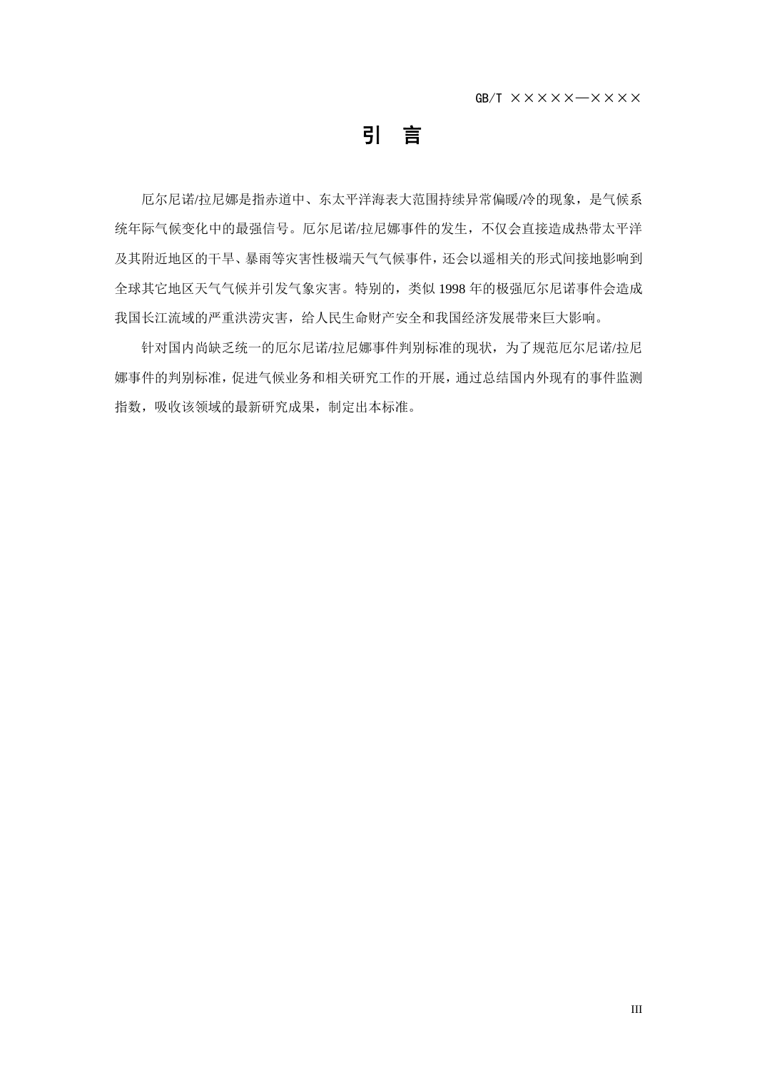# 引　言

厄尔尼诺/拉尼娜是指赤道中、东太平洋海表大范围持续异常偏暖/冷的现象，是气候系统年际气候变化中的最强信号。厄尔尼诺/拉尼娜事件的发生，不仅会直接造成热带太平洋及其附近地区的干旱、暴雨等灾害性极端天气气候事件，还会以遥相关的形式间接地影响到全球其它地区天气气候并引发气象灾害。特别的，类似1998年的极强厄尔尼诺事件会造成我国长江流域的严重洪涝灾害，给人民生命财产安全和我国经济发展带来巨大影响。

针对国内尚缺乏统一的厄尔尼诺/拉尼娜事件判别标准的现状，为了规范厄尔尼诺/拉尼娜事件的判别标准，促进气候业务和相关研究工作的开展，通过总结国内外现有的事件监测指数，吸收该领域的最新研究成果，制定出本标准。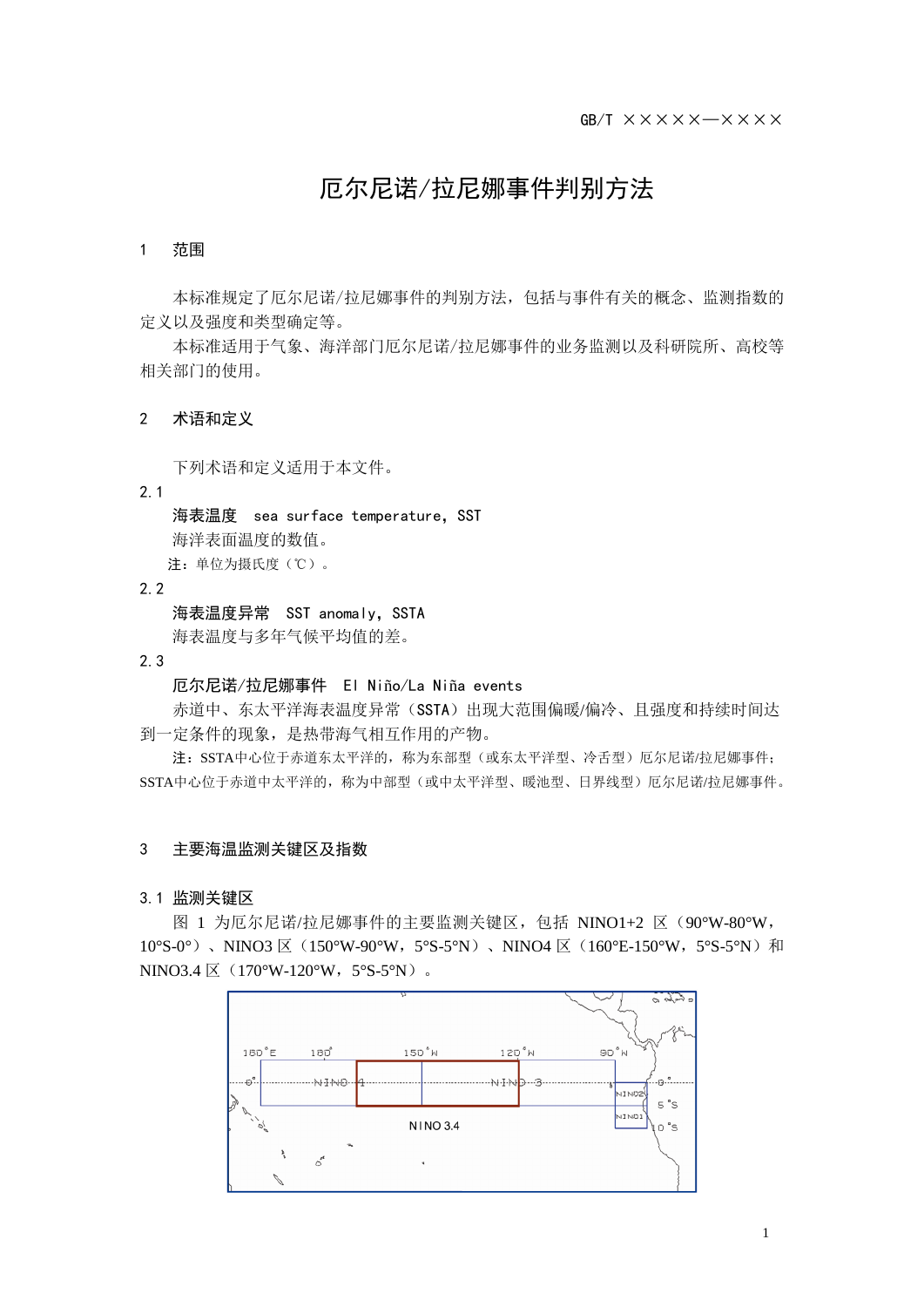# 厄尔尼诺/拉尼娜事件判别方法

## 1　范围

本标准规定了厄尔尼诺/拉尼娜事件的判别方法，包括与事件有关的概念、监测指数的定义以及强度和类型确定等。

本标准适用于气象、海洋部门厄尔尼诺/拉尼娜事件的业务监测以及科研院所、高校等相关部门的使用。

## 2　术语和定义

下列术语和定义适用于本文件。

2.1

**海表温度**　sea surface temperature，SST

海洋表面温度的数值。

注：单位为摄氏度（℃）。

2.2

**海表温度异常**　SST anomaly，SSTA

海表温度与多年气候平均值的差。

2.3

**厄尔尼诺/拉尼娜事件**　El Niño/La Niña events

赤道中、东太平洋海表温度异常（SSTA）出现大范围偏暖/偏冷、且强度和持续时间达到一定条件的现象，是热带海气相互作用的产物。

注：SSTA中心位于赤道东太平洋的，称为东部型（或东太平洋型、冷舌型）厄尔尼诺/拉尼娜事件；SSTA中心位于赤道中太平洋的，称为中部型（或中太平洋型、暖池型、日界线型）厄尔尼诺/拉尼娜事件。

## 3　主要海温监测关键区及指数

### 3.1 监测关键区

图 1 为厄尔尼诺/拉尼娜事件的主要监测关键区，包括 NINO1+2 区（90°W-80°W，10°S-0°）、NINO3 区（150°W-90°W，5°S-5°N）、NINO4 区（160°E-150°W，5°S-5°N）和 NINO3.4 区（170°W-120°W，5°S-5°N）。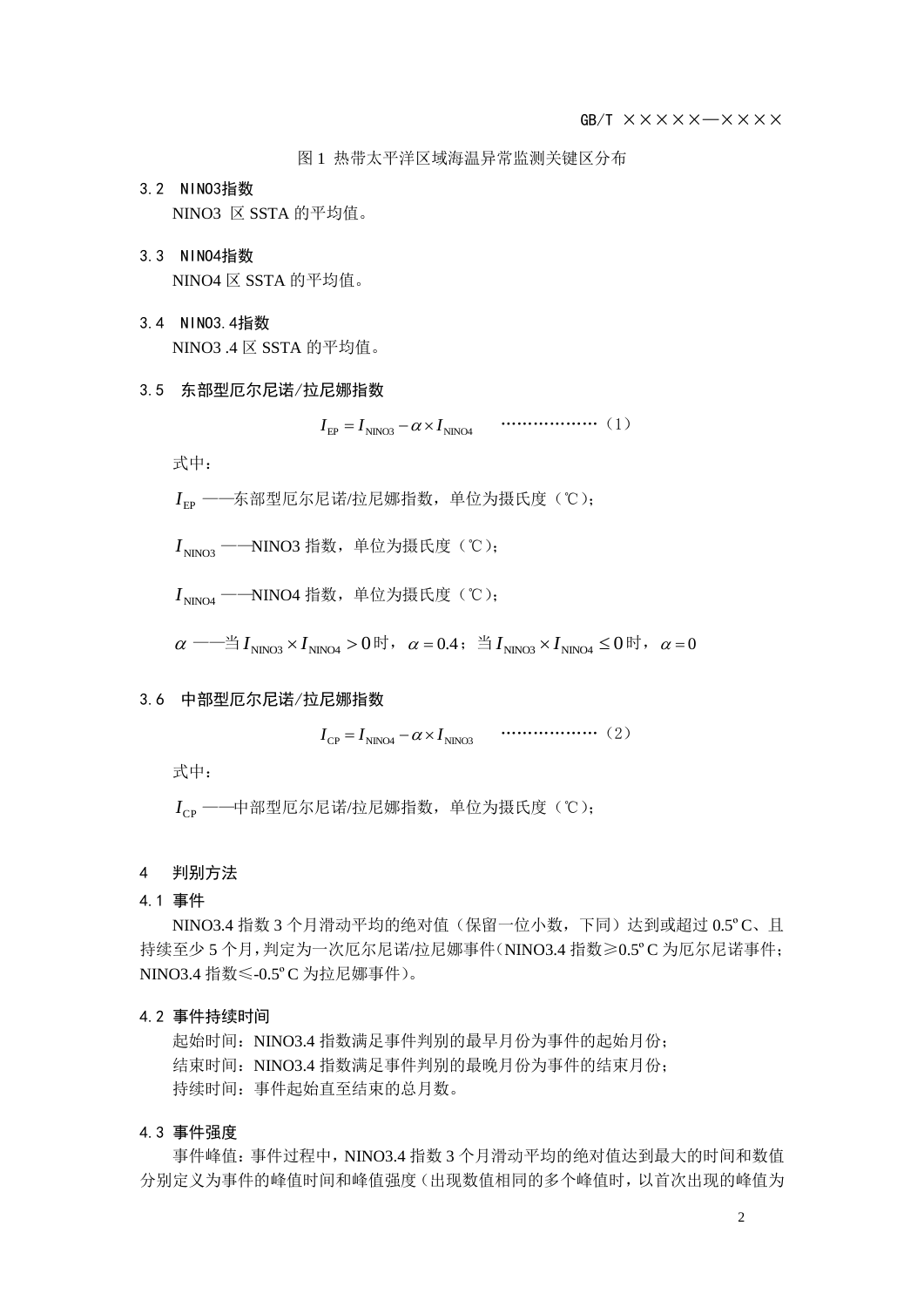图 1 热带太平洋区域海温异常监测关键区分布

### 3.2 NINO3指数

NINO3 区 SSTA 的平均值。

### 3.3 NINO4指数

NINO4 区 SSTA 的平均值。

### 3.4 NINO3.4指数

NINO3 .4 区 SSTA 的平均值。

### 3.5 东部型厄尔尼诺/拉尼娜指数

$$I_{\mathrm{EP}} = I_{\mathrm{NINO3}} - \alpha \times I_{\mathrm{NINO4}} \quad \cdots\cdots\cdots\cdots\cdots\cdots（1）$$

式中：

$I_{\mathrm{EP}}$ ——东部型厄尔尼诺/拉尼娜指数，单位为摄氏度（℃）；

$I_{\mathrm{NINO3}}$ ——NINO3 指数，单位为摄氏度（℃）；

$I_{\mathrm{NINO4}}$ ——NINO4 指数，单位为摄氏度（℃）；

$\alpha$ ——当 $I_{\mathrm{NINO3}} \times I_{\mathrm{NINO4}} > 0$ 时，$\alpha = 0.4$；当 $I_{\mathrm{NINO3}} \times I_{\mathrm{NINO4}} \le 0$ 时，$\alpha = 0$

### 3.6 中部型厄尔尼诺/拉尼娜指数

$$I_{\mathrm{CP}} = I_{\mathrm{NINO4}} - \alpha \times I_{\mathrm{NINO3}} \quad \cdots\cdots\cdots\cdots\cdots\cdots（2）$$

式中：

$I_{\mathrm{CP}}$ ——中部型厄尔尼诺/拉尼娜指数，单位为摄氏度（℃）；

## 4 判别方法

### 4.1 事件

NINO3.4 指数 3 个月滑动平均的绝对值（保留一位小数，下同）达到或超过 0.5ºC、且持续至少 5 个月，判定为一次厄尔尼诺/拉尼娜事件（NINO3.4 指数≥0.5ºC 为厄尔尼诺事件；NINO3.4 指数≤-0.5ºC 为拉尼娜事件）。

### 4.2 事件持续时间

起始时间：NINO3.4 指数满足事件判别的最早月份为事件的起始月份；

结束时间：NINO3.4 指数满足事件判别的最晚月份为事件的结束月份；

持续时间：事件起始直至结束的总月数。

### 4.3 事件强度

事件峰值：事件过程中，NINO3.4 指数 3 个月滑动平均的绝对值达到最大的时间和数值分别定义为事件的峰值时间和峰值强度（出现数值相同的多个峰值时，以首次出现的峰值为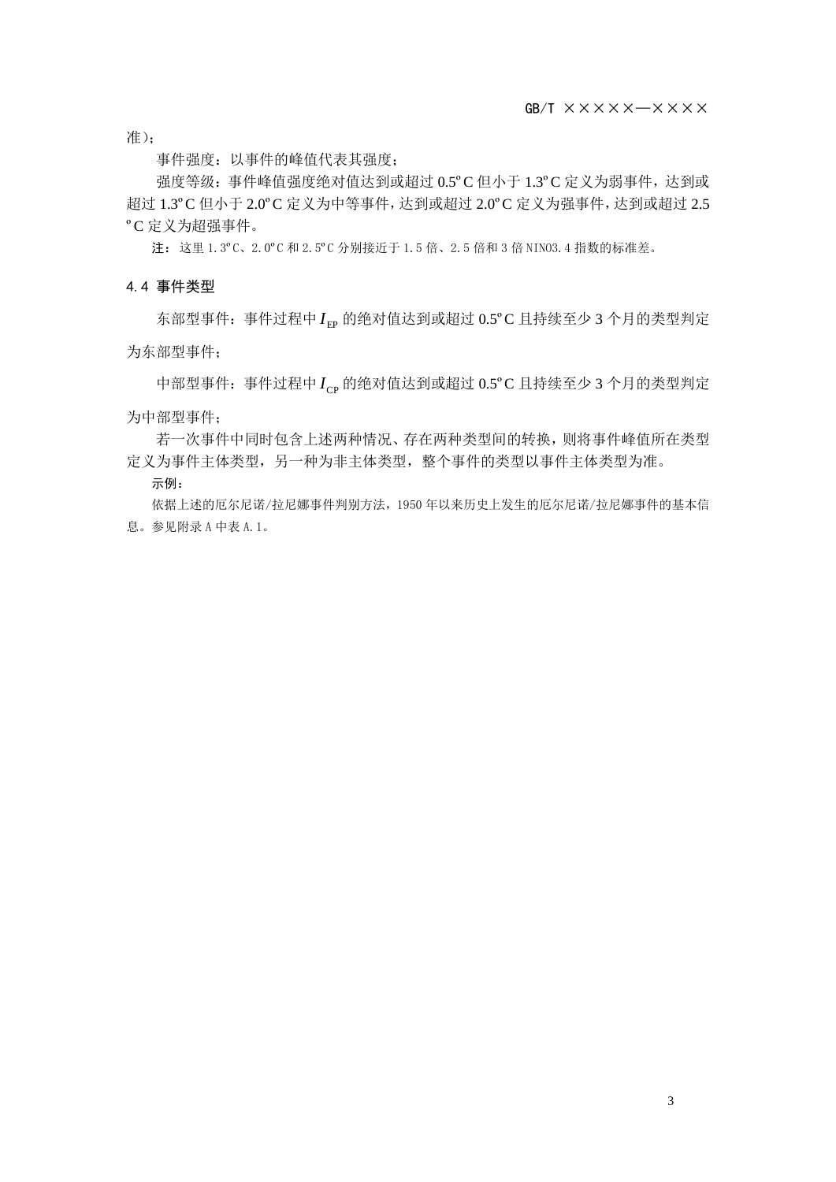准）；

事件强度：以事件的峰值代表其强度；

强度等级：事件峰值强度绝对值达到或超过 0.5ºC 但小于 1.3ºC 定义为弱事件，达到或超过 1.3ºC 但小于 2.0ºC 定义为中等事件，达到或超过 2.0ºC 定义为强事件，达到或超过 2.5 ºC 定义为超强事件。

**注：** 这里 1.3ºC、2.0ºC 和 2.5ºC 分别接近于 1.5 倍、2.5 倍和 3 倍 NINO3.4 指数的标准差。

### 4.4 事件类型

东部型事件：事件过程中 $I_{\mathrm{EP}}$ 的绝对值达到或超过 0.5ºC 且持续至少 3 个月的类型判定为东部型事件；

中部型事件：事件过程中 $I_{\mathrm{CP}}$ 的绝对值达到或超过 0.5ºC 且持续至少 3 个月的类型判定为中部型事件；

若一次事件中同时包含上述两种情况、存在两种类型间的转换，则将事件峰值所在类型定义为事件主体类型，另一种为非主体类型，整个事件的类型以事件主体类型为准。

示例：

依据上述的厄尔尼诺/拉尼娜事件判别方法，1950 年以来历史上发生的厄尔尼诺/拉尼娜事件的基本信息。参见附录 A 中表 A.1。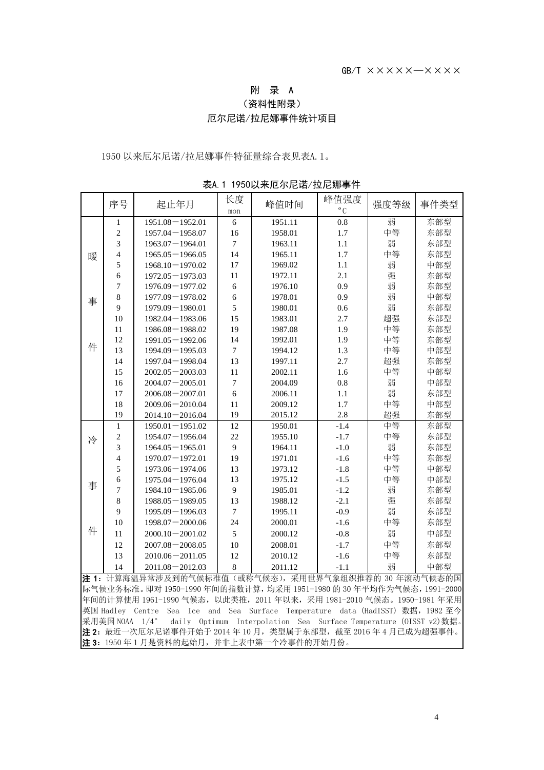# 附　录　A
## （资料性附录）
## 厄尔尼诺/拉尼娜事件统计项目

1950以来厄尔尼诺/拉尼娜事件特征量综合表见表A.1。

表A.1 1950以来厄尔尼诺/拉尼娜事件

| | 序号 | 起止年月 | 长度 mon | 峰值时间 | 峰值强度 °C | 强度等级 | 事件类型 |
|---|---|---|---|---|---|---|---|
| 暖事件 | 1 | 1951.08—1952.01 | 6 | 1951.11 | 0.8 | 弱 | 东部型 |
| | 2 | 1957.04—1958.07 | 16 | 1958.01 | 1.7 | 中等 | 东部型 |
| | 3 | 1963.07—1964.01 | 7 | 1963.11 | 1.1 | 弱 | 东部型 |
| | 4 | 1965.05—1966.05 | 14 | 1965.11 | 1.7 | 中等 | 东部型 |
| | 5 | 1968.10—1970.02 | 17 | 1969.02 | 1.1 | 弱 | 中部型 |
| | 6 | 1972.05—1973.03 | 11 | 1972.11 | 2.1 | 强 | 东部型 |
| | 7 | 1976.09—1977.02 | 6 | 1976.10 | 0.9 | 弱 | 东部型 |
| | 8 | 1977.09—1978.02 | 6 | 1978.01 | 0.9 | 弱 | 中部型 |
| | 9 | 1979.09—1980.01 | 5 | 1980.01 | 0.6 | 弱 | 东部型 |
| | 10 | 1982.04—1983.06 | 15 | 1983.01 | 2.7 | 超强 | 东部型 |
| | 11 | 1986.08—1988.02 | 19 | 1987.08 | 1.9 | 中等 | 东部型 |
| | 12 | 1991.05—1992.06 | 14 | 1992.01 | 1.9 | 中等 | 东部型 |
| | 13 | 1994.09—1995.03 | 7 | 1994.12 | 1.3 | 中等 | 中部型 |
| | 14 | 1997.04—1998.04 | 13 | 1997.11 | 2.7 | 超强 | 东部型 |
| | 15 | 2002.05—2003.03 | 11 | 2002.11 | 1.6 | 中等 | 中部型 |
| | 16 | 2004.07—2005.01 | 7 | 2004.09 | 0.8 | 弱 | 中部型 |
| | 17 | 2006.08—2007.01 | 6 | 2006.11 | 1.1 | 弱 | 东部型 |
| | 18 | 2009.06—2010.04 | 11 | 2009.12 | 1.7 | 中等 | 中部型 |
| | 19 | 2014.10—2016.04 | 19 | 2015.12 | 2.8 | 超强 | 东部型 |
| 冷事件 | 1 | 1950.01—1951.02 | 12 | 1950.01 | -1.4 | 中等 | 东部型 |
| | 2 | 1954.07—1956.04 | 22 | 1955.10 | -1.7 | 中等 | 东部型 |
| | 3 | 1964.05—1965.01 | 9 | 1964.11 | -1.0 | 弱 | 东部型 |
| | 4 | 1970.07—1972.01 | 19 | 1971.01 | -1.6 | 中等 | 东部型 |
| | 5 | 1973.06—1974.06 | 13 | 1973.12 | -1.8 | 中等 | 中部型 |
| | 6 | 1975.04—1976.04 | 13 | 1975.12 | -1.5 | 中等 | 中部型 |
| | 7 | 1984.10—1985.06 | 9 | 1985.01 | -1.2 | 弱 | 东部型 |
| | 8 | 1988.05—1989.05 | 13 | 1988.12 | -2.1 | 强 | 东部型 |
| | 9 | 1995.09—1996.03 | 7 | 1995.11 | -0.9 | 弱 | 东部型 |
| | 10 | 1998.07—2000.06 | 24 | 2000.01 | -1.6 | 中等 | 东部型 |
| | 11 | 2000.10—2001.02 | 5 | 2000.12 | -0.8 | 弱 | 中部型 |
| | 12 | 2007.08—2008.05 | 10 | 2008.01 | -1.7 | 中等 | 东部型 |
| | 13 | 2010.06—2011.05 | 12 | 2010.12 | -1.6 | 中等 | 东部型 |
| | 14 | 2011.08—2012.03 | 8 | 2011.12 | -1.1 | 弱 | 中部型 |

**注1**：计算海温异常涉及到的气候标准值（或称气候态），采用世界气象组织推荐的30年滚动气候态的国际气候业务标准。即对1950-1990年间的指数计算，均采用1951-1980的30年平均作为气候态，1991-2000年间的计算使用1961-1990气候态，以此类推，2011年以来，采用1981-2010气候态。1950-1981年采用英国Hadley Centre Sea Ice and Sea Surface Temperature data (HadISST) 数据，1982至今采用美国NOAA 1/4° daily Optimum Interpolation Sea Surface Temperature (OISST v2)数据。

**注2**：最近一次厄尔尼诺事件开始于2014年10月，类型属于东部型，截至2016年4月已成为超强事件。

**注3**：1950年1月是资料的起始月，并非上表中第一个冷事件的开始月份。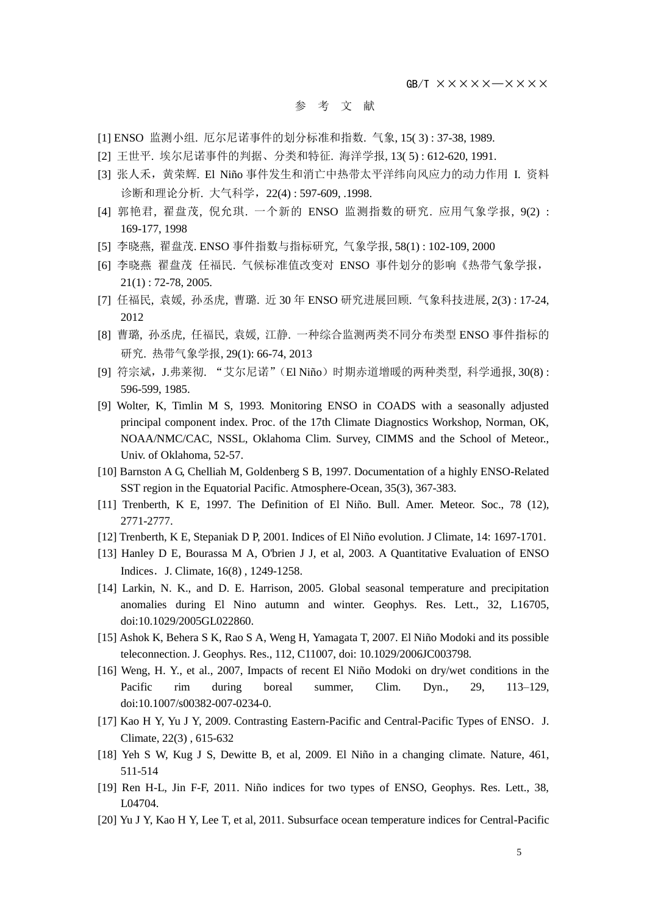# 参 考 文 献

[1] ENSO 监测小组. 厄尔尼诺事件的划分标准和指数. 气象, 15( 3) : 37-38, 1989.

[2] 王世平. 埃尔尼诺事件的判据、分类和特征. 海洋学报, 13( 5) : 612-620, 1991.

[3] 张人禾，黄荣辉. El Niño 事件发生和消亡中热带太平洋纬向风应力的动力作用 I. 资料诊断和理论分析. 大气科学，22(4) : 597-609, .1998.

[4] 郭艳君, 翟盘茂, 倪允琪. 一个新的 ENSO 监测指数的研究. 应用气象学报, 9(2) : 169-177, 1998

[5] 李晓燕, 翟盘茂. ENSO 事件指数与指标研究, 气象学报, 58(1) : 102-109, 2000

[6] 李晓燕 翟盘茂 任福民. 气候标准值改变对 ENSO 事件划分的影响《热带气象学报，21(1) : 72-78, 2005.

[7] 任福民, 袁媛, 孙丞虎, 曹璐. 近 30 年 ENSO 研究进展回顾. 气象科技进展, 2(3) : 17-24, 2012

[8] 曹璐, 孙丞虎, 任福民, 袁媛, 江静. 一种综合监测两类不同分布类型 ENSO 事件指标的研究. 热带气象学报, 29(1): 66-74, 2013

[9] 符宗斌，J.弗莱彻. "艾尔尼诺"（El Niño）时期赤道增暖的两种类型, 科学通报, 30(8) : 596-599, 1985.

[9] Wolter, K, Timlin M S, 1993. Monitoring ENSO in COADS with a seasonally adjusted principal component index. Proc. of the 17th Climate Diagnostics Workshop, Norman, OK, NOAA/NMC/CAC, NSSL, Oklahoma Clim. Survey, CIMMS and the School of Meteor., Univ. of Oklahoma, 52-57.

[10] Barnston A G, Chelliah M, Goldenberg S B, 1997. Documentation of a highly ENSO-Related SST region in the Equatorial Pacific. Atmosphere-Ocean, 35(3), 367-383.

[11] Trenberth, K E, 1997. The Definition of El Niño. Bull. Amer. Meteor. Soc., 78 (12), 2771-2777.

[12] Trenberth, K E, Stepaniak D P, 2001. Indices of El Niño evolution. J Climate, 14: 1697-1701.

[13] Hanley D E, Bourassa M A, O'brien J J, et al, 2003. A Quantitative Evaluation of ENSO Indices．J. Climate, 16(8) , 1249-1258.

[14] Larkin, N. K., and D. E. Harrison, 2005. Global seasonal temperature and precipitation anomalies during El Nino autumn and winter. Geophys. Res. Lett., 32, L16705, doi:10.1029/2005GL022860.

[15] Ashok K, Behera S K, Rao S A, Weng H, Yamagata T, 2007. El Niño Modoki and its possible teleconnection. J. Geophys. Res., 112, C11007, doi: 10.1029/2006JC003798.

[16] Weng, H. Y., et al., 2007, Impacts of recent El Niño Modoki on dry/wet conditions in the Pacific rim during boreal summer, Clim. Dyn., 29, 113–129, doi:10.1007/s00382-007-0234-0.

[17] Kao H Y, Yu J Y, 2009. Contrasting Eastern-Pacific and Central-Pacific Types of ENSO．J. Climate, 22(3) , 615-632

[18] Yeh S W, Kug J S, Dewitte B, et al, 2009. El Niño in a changing climate. Nature, 461, 511-514

[19] Ren H-L, Jin F-F, 2011. Niño indices for two types of ENSO, Geophys. Res. Lett., 38, L04704.

[20] Yu J Y, Kao H Y, Lee T, et al, 2011. Subsurface ocean temperature indices for Central-Pacific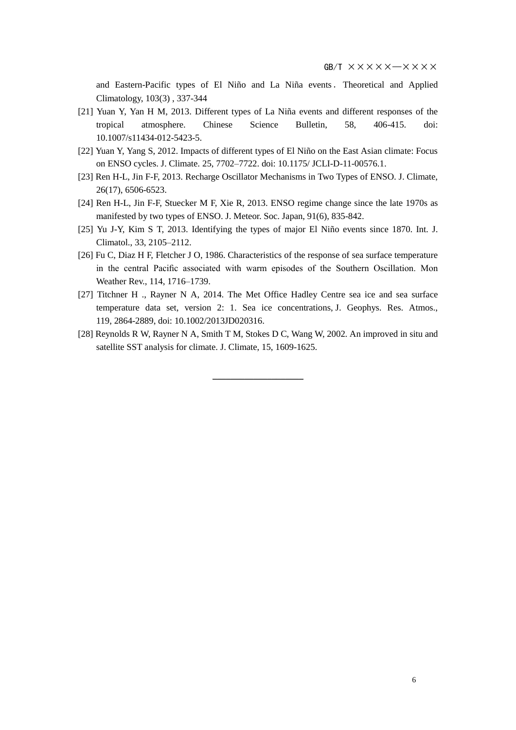and Eastern-Pacific types of El Niño and La Niña events. Theoretical and Applied Climatology, 103(3) , 337-344

[21] Yuan Y, Yan H M, 2013. Different types of La Niña events and different responses of the tropical atmosphere. Chinese Science Bulletin, 58, 406-415. doi: 10.1007/s11434-012-5423-5.

[22] Yuan Y, Yang S, 2012. Impacts of different types of El Niño on the East Asian climate: Focus on ENSO cycles. J. Climate. 25, 7702–7722. doi: 10.1175/ JCLI-D-11-00576.1.

[23] Ren H-L, Jin F-F, 2013. Recharge Oscillator Mechanisms in Two Types of ENSO. J. Climate, 26(17), 6506-6523.

[24] Ren H-L, Jin F-F, Stuecker M F, Xie R, 2013. ENSO regime change since the late 1970s as manifested by two types of ENSO. J. Meteor. Soc. Japan, 91(6), 835-842.

[25] Yu J-Y, Kim S T, 2013. Identifying the types of major El Niño events since 1870. Int. J. Climatol., 33, 2105–2112.

[26] Fu C, Diaz H F, Fletcher J O, 1986. Characteristics of the response of sea surface temperature in the central Pacific associated with warm episodes of the Southern Oscillation. Mon Weather Rev., 114, 1716–1739.

[27] Titchner H ., Rayner N A, 2014. The Met Office Hadley Centre sea ice and sea surface temperature data set, version 2: 1. Sea ice concentrations, J. Geophys. Res. Atmos., 119, 2864-2889, doi: 10.1002/2013JD020316.

[28] Reynolds R W, Rayner N A, Smith T M, Stokes D C, Wang W, 2002. An improved in situ and satellite SST analysis for climate. J. Climate, 15, 1609-1625.